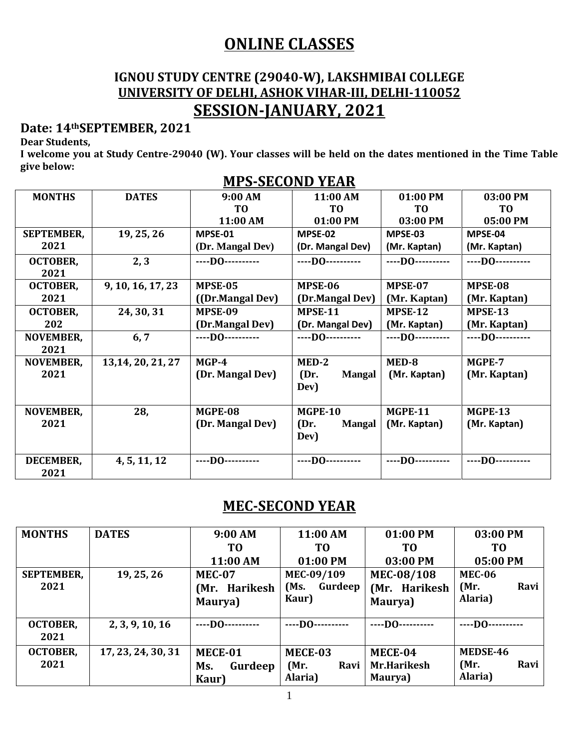# ONLINE CLASSES

### IGNOU STUDY CENTRE (29040-W), LAKSHMIBAI COLLEGE
### UNIVERSITY OF DELHI, ASHOK VIHAR-III, DELHI-110052

## SESSION-JANUARY, 2021

**Date: 14thSEPTEMBER, 2021**

**Dear Students,**

**I welcome you at Study Centre-29040 (W). Your classes will be held on the dates mentioned in the Time Table give below:**

## MPS-SECOND YEAR

| MONTHS | DATES | 9:00 AM TO 11:00 AM | 11:00 AM TO 01:00 PM | 01:00 PM TO 03:00 PM | 03:00 PM TO 05:00 PM |
|---|---|---|---|---|---|
| SEPTEMBER, 2021 | 19, 25, 26 | MPSE-01 (Dr. Mangal Dev) | MPSE-02 (Dr. Mangal Dev) | MPSE-03 (Mr. Kaptan) | MPSE-04 (Mr. Kaptan) |
| OCTOBER, 2021 | 2, 3 | ----DO---------- | ----DO---------- | ----DO---------- | ----DO---------- |
| OCTOBER, 2021 | 9, 10, 16, 17, 23 | MPSE-05 ((Dr.Mangal Dev) | MPSE-06 (Dr.Mangal Dev) | MPSE-07 (Mr. Kaptan) | MPSE-08 (Mr. Kaptan) |
| OCTOBER, 202 | 24, 30, 31 | MPSE-09 (Dr.Mangal Dev) | MPSE-11 (Dr. Mangal Dev) | MPSE-12 (Mr. Kaptan) | MPSE-13 (Mr. Kaptan) |
| NOVEMBER, 2021 | 6, 7 | ----DO---------- | ----DO---------- | ----DO---------- | ----DO---------- |
| NOVEMBER, 2021 | 13,14, 20, 21, 27 | MGP-4 (Dr. Mangal Dev) | MED-2 (Dr. Mangal Dev) | MED-8 (Mr. Kaptan) | MGPE-7 (Mr. Kaptan) |
| NOVEMBER, 2021 | 28, | MGPE-08 (Dr. Mangal Dev) | MGPE-10 (Dr. Mangal Dev) | MGPE-11 (Mr. Kaptan) | MGPE-13 (Mr. Kaptan) |
| DECEMBER, 2021 | 4, 5, 11, 12 | ----DO---------- | ----DO---------- | ----DO---------- | ----DO---------- |

## MEC-SECOND YEAR

| MONTHS | DATES | 9:00 AM TO 11:00 AM | 11:00 AM TO 01:00 PM | 01:00 PM TO 03:00 PM | 03:00 PM TO 05:00 PM |
|---|---|---|---|---|---|
| SEPTEMBER, 2021 | 19, 25, 26 | MEC-07 (Mr. Harikesh Maurya) | MEC-09/109 (Ms. Gurdeep Kaur) | MEC-08/108 (Mr. Harikesh Maurya) | MEC-06 (Mr. Ravi Alaria) |
| OCTOBER, 2021 | 2, 3, 9, 10, 16 | ----DO---------- | ----DO---------- | ----DO---------- | ----DO---------- |
| OCTOBER, 2021 | 17, 23, 24, 30, 31 | MECE-01 Ms. Gurdeep Kaur) | MECE-03 (Mr. Ravi Alaria) | MECE-04 Mr.Harikesh Maurya) | MEDSE-46 (Mr. Ravi Alaria) |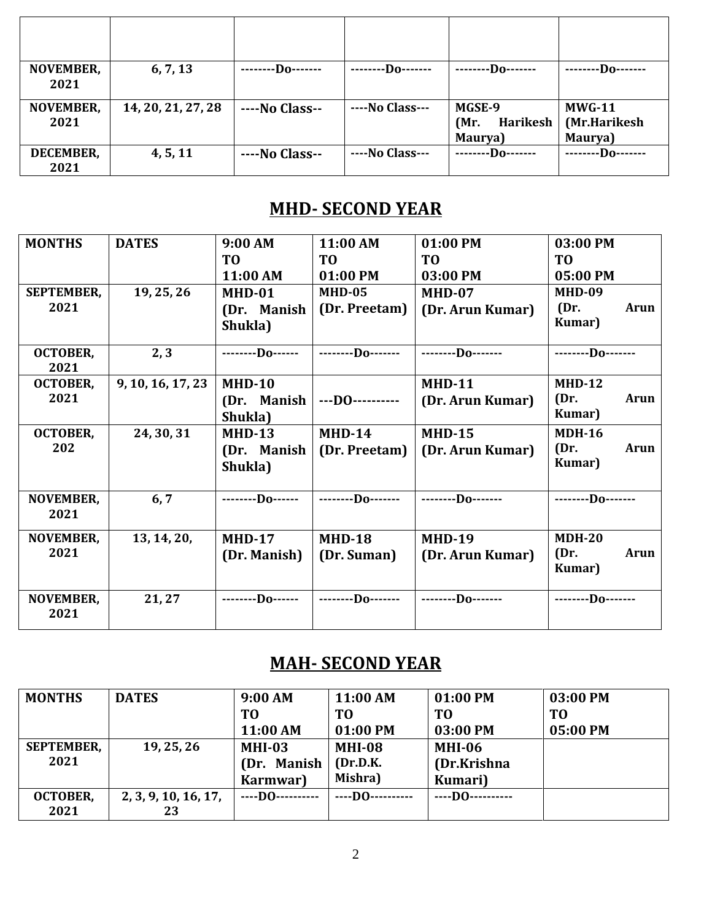| | | | | | |
|---|---|---|---|---|---|
| NOVEMBER, 2021 | 6, 7, 13 | --------Do------- | --------Do------- | --------Do------- | --------Do------- |
| NOVEMBER, 2021 | 14, 20, 21, 27, 28 | ----No Class-- | ----No Class--- | MGSE-9 (Mr. Harikesh Maurya) | MWG-11 (Mr.Harikesh Maurya) |
| DECEMBER, 2021 | 4, 5, 11 | ----No Class-- | ----No Class--- | --------Do------- | --------Do------- |

## MHD- SECOND YEAR

| MONTHS | DATES | 9:00 AM TO 11:00 AM | 11:00 AM TO 01:00 PM | 01:00 PM TO 03:00 PM | 03:00 PM TO 05:00 PM |
|---|---|---|---|---|---|
| SEPTEMBER, 2021 | 19, 25, 26 | MHD-01 (Dr. Manish Shukla) | MHD-05 (Dr. Preetam) | MHD-07 (Dr. Arun Kumar) | MHD-09 (Dr. Arun Kumar) |
| OCTOBER, 2021 | 2, 3 | --------Do------ | --------Do------- | --------Do------- | --------Do------- |
| OCTOBER, 2021 | 9, 10, 16, 17, 23 | MHD-10 (Dr. Manish Shukla) | ---DO---------- | MHD-11 (Dr. Arun Kumar) | MHD-12 (Dr. Arun Kumar) |
| OCTOBER, 202 | 24, 30, 31 | MHD-13 (Dr. Manish Shukla) | MHD-14 (Dr. Preetam) | MHD-15 (Dr. Arun Kumar) | MDH-16 (Dr. Arun Kumar) |
| NOVEMBER, 2021 | 6, 7 | --------Do------ | --------Do------- | --------Do------- | --------Do------- |
| NOVEMBER, 2021 | 13, 14, 20, | MHD-17 (Dr. Manish) | MHD-18 (Dr. Suman) | MHD-19 (Dr. Arun Kumar) | MDH-20 (Dr. Arun Kumar) |
| NOVEMBER, 2021 | 21, 27 | --------Do------ | --------Do------- | --------Do------- | --------Do------- |

## MAH- SECOND YEAR

| MONTHS | DATES | 9:00 AM TO 11:00 AM | 11:00 AM TO 01:00 PM | 01:00 PM TO 03:00 PM | 03:00 PM TO 05:00 PM |
|---|---|---|---|---|---|
| SEPTEMBER, 2021 | 19, 25, 26 | MHI-03 (Dr. Manish Karmwar) | MHI-08 (Dr.D.K. Mishra) | MHI-06 (Dr.Krishna Kumari) | |
| OCTOBER, 2021 | 2, 3, 9, 10, 16, 17, 23 | ----DO---------- | ----DO---------- | ----DO---------- | |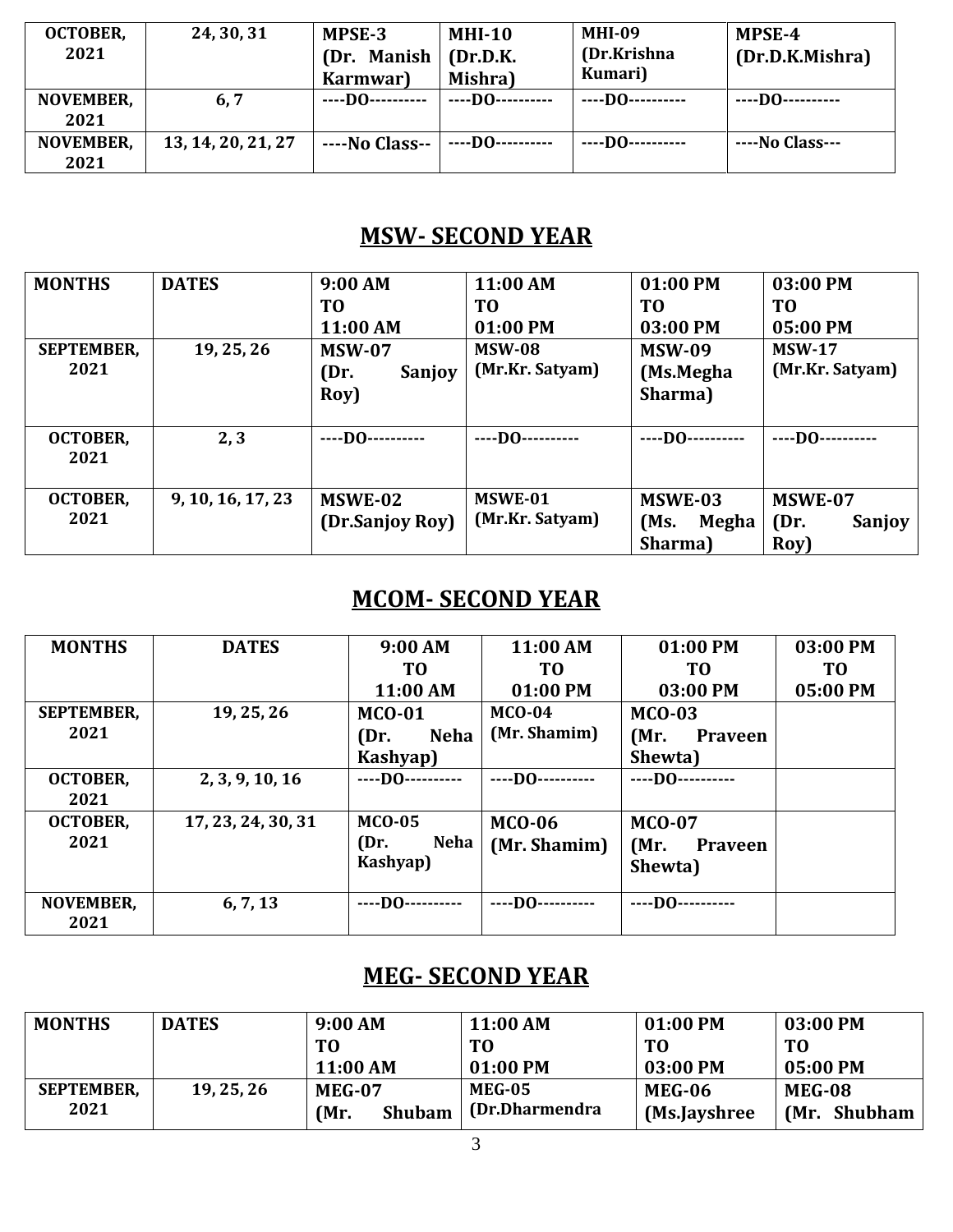| OCTOBER, 2021 | 24, 30, 31 | MPSE-3 (Dr. Manish Karmwar) | MHI-10 (Dr.D.K. Mishra) | MHI-09 (Dr.Krishna Kumari) | MPSE-4 (Dr.D.K.Mishra) |
|---|---|---|---|---|---|
| NOVEMBER, 2021 | 6, 7 | ----DO---------- | ----DO---------- | ----DO---------- | ----DO---------- |
| NOVEMBER, 2021 | 13, 14, 20, 21, 27 | ----No Class-- | ----DO---------- | ----DO---------- | ----No Class--- |

## MSW- SECOND YEAR

| MONTHS | DATES | 9:00 AM TO 11:00 AM | 11:00 AM TO 01:00 PM | 01:00 PM TO 03:00 PM | 03:00 PM TO 05:00 PM |
|---|---|---|---|---|---|
| SEPTEMBER, 2021 | 19, 25, 26 | MSW-07 (Dr. Sanjoy Roy) | MSW-08 (Mr.Kr. Satyam) | MSW-09 (Ms.Megha Sharma) | MSW-17 (Mr.Kr. Satyam) |
| OCTOBER, 2021 | 2, 3 | ----DO---------- | ----DO---------- | ----DO---------- | ----DO---------- |
| OCTOBER, 2021 | 9, 10, 16, 17, 23 | MSWE-02 (Dr.Sanjoy Roy) | MSWE-01 (Mr.Kr. Satyam) | MSWE-03 (Ms. Megha Sharma) | MSWE-07 (Dr. Sanjoy Roy) |

## MCOM- SECOND YEAR

| MONTHS | DATES | 9:00 AM TO 11:00 AM | 11:00 AM TO 01:00 PM | 01:00 PM TO 03:00 PM | 03:00 PM TO 05:00 PM |
|---|---|---|---|---|---|
| SEPTEMBER, 2021 | 19, 25, 26 | MCO-01 (Dr. Neha Kashyap) | MCO-04 (Mr. Shamim) | MCO-03 (Mr. Praveen Shewta) | |
| OCTOBER, 2021 | 2, 3, 9, 10, 16 | ----DO---------- | ----DO---------- | ----DO---------- | |
| OCTOBER, 2021 | 17, 23, 24, 30, 31 | MCO-05 (Dr. Neha Kashyap) | MCO-06 (Mr. Shamim) | MCO-07 (Mr. Praveen Shewta) | |
| NOVEMBER, 2021 | 6, 7, 13 | ----DO---------- | ----DO---------- | ----DO---------- | |

## MEG- SECOND YEAR

| MONTHS | DATES | 9:00 AM TO 11:00 AM | 11:00 AM TO 01:00 PM | 01:00 PM TO 03:00 PM | 03:00 PM TO 05:00 PM |
|---|---|---|---|---|---|
| SEPTEMBER, 2021 | 19, 25, 26 | MEG-07 (Mr. Shubam | MEG-05 (Dr.Dharmendra | MEG-06 (Ms.Jayshree | MEG-08 (Mr. Shubham |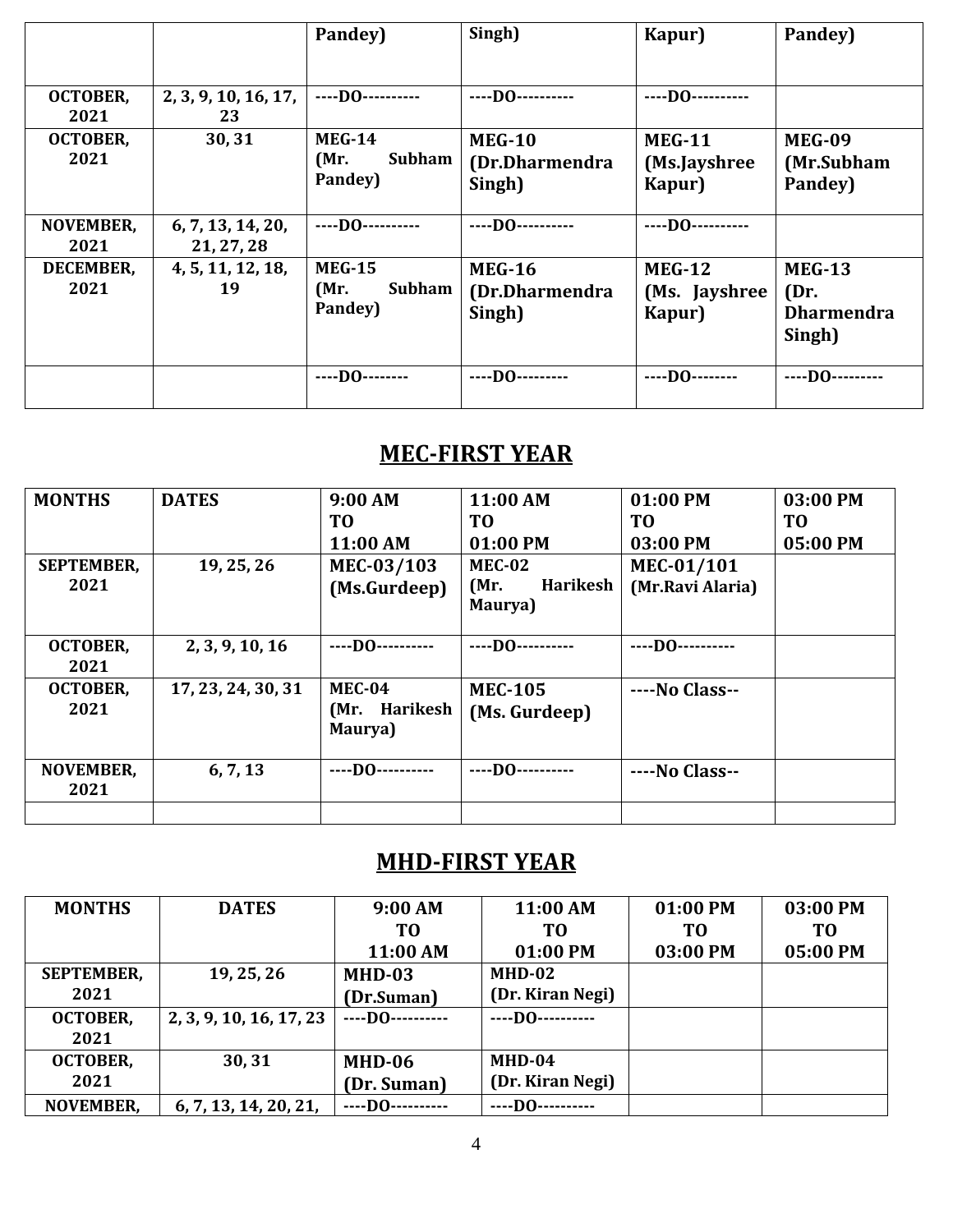| | | Pandey) | Singh) | Kapur) | Pandey) |
|---|---|---|---|---|---|
| **OCTOBER, 2021** | **2, 3, 9, 10, 16, 17, 23** | ----DO--------- | ----DO--------- | ----DO--------- | |
| **OCTOBER, 2021** | **30, 31** | **MEG-14 (Mr. Subham Pandey)** | **MEG-10 (Dr.Dharmendra Singh)** | **MEG-11 (Ms.Jayshree Kapur)** | **MEG-09 (Mr.Subham Pandey)** |
| **NOVEMBER, 2021** | **6, 7, 13, 14, 20, 21, 27, 28** | ----DO--------- | ----DO--------- | ----DO--------- | |
| **DECEMBER, 2021** | **4, 5, 11, 12, 18, 19** | **MEG-15 (Mr. Subham Pandey)** | **MEG-16 (Dr.Dharmendra Singh)** | **MEG-12 (Ms. Jayshree Kapur)** | **MEG-13 (Dr. Dharmendra Singh)** |
| | | ----DO-------- | ----DO--------- | ----DO-------- | ----DO--------- |

## MEC-FIRST YEAR

| MONTHS | DATES | 9:00 AM TO 11:00 AM | 11:00 AM TO 01:00 PM | 01:00 PM TO 03:00 PM | 03:00 PM TO 05:00 PM |
|---|---|---|---|---|---|
| **SEPTEMBER, 2021** | **19, 25, 26** | **MEC-03/103 (Ms.Gurdeep)** | **MEC-02 (Mr. Harikesh Maurya)** | **MEC-01/101 (Mr.Ravi Alaria)** | |
| **OCTOBER, 2021** | **2, 3, 9, 10, 16** | ----DO--------- | ----DO--------- | ----DO--------- | |
| **OCTOBER, 2021** | **17, 23, 24, 30, 31** | **MEC-04 (Mr. Harikesh Maurya)** | **MEC-105 (Ms. Gurdeep)** | ----No Class-- | |
| **NOVEMBER, 2021** | **6, 7, 13** | ----DO--------- | ----DO--------- | ----No Class-- | |
| | | | | | |

## MHD-FIRST YEAR

| MONTHS | DATES | 9:00 AM TO 11:00 AM | 11:00 AM TO 01:00 PM | 01:00 PM TO 03:00 PM | 03:00 PM TO 05:00 PM |
|---|---|---|---|---|---|
| **SEPTEMBER, 2021** | **19, 25, 26** | **MHD-03 (Dr.Suman)** | **MHD-02 (Dr. Kiran Negi)** | | |
| **OCTOBER, 2021** | **2, 3, 9, 10, 16, 17, 23** | ----DO--------- | ----DO--------- | | |
| **OCTOBER, 2021** | **30, 31** | **MHD-06 (Dr. Suman)** | **MHD-04 (Dr. Kiran Negi)** | | |
| **NOVEMBER,** | **6, 7, 13, 14, 20, 21,** | ----DO--------- | ----DO--------- | | |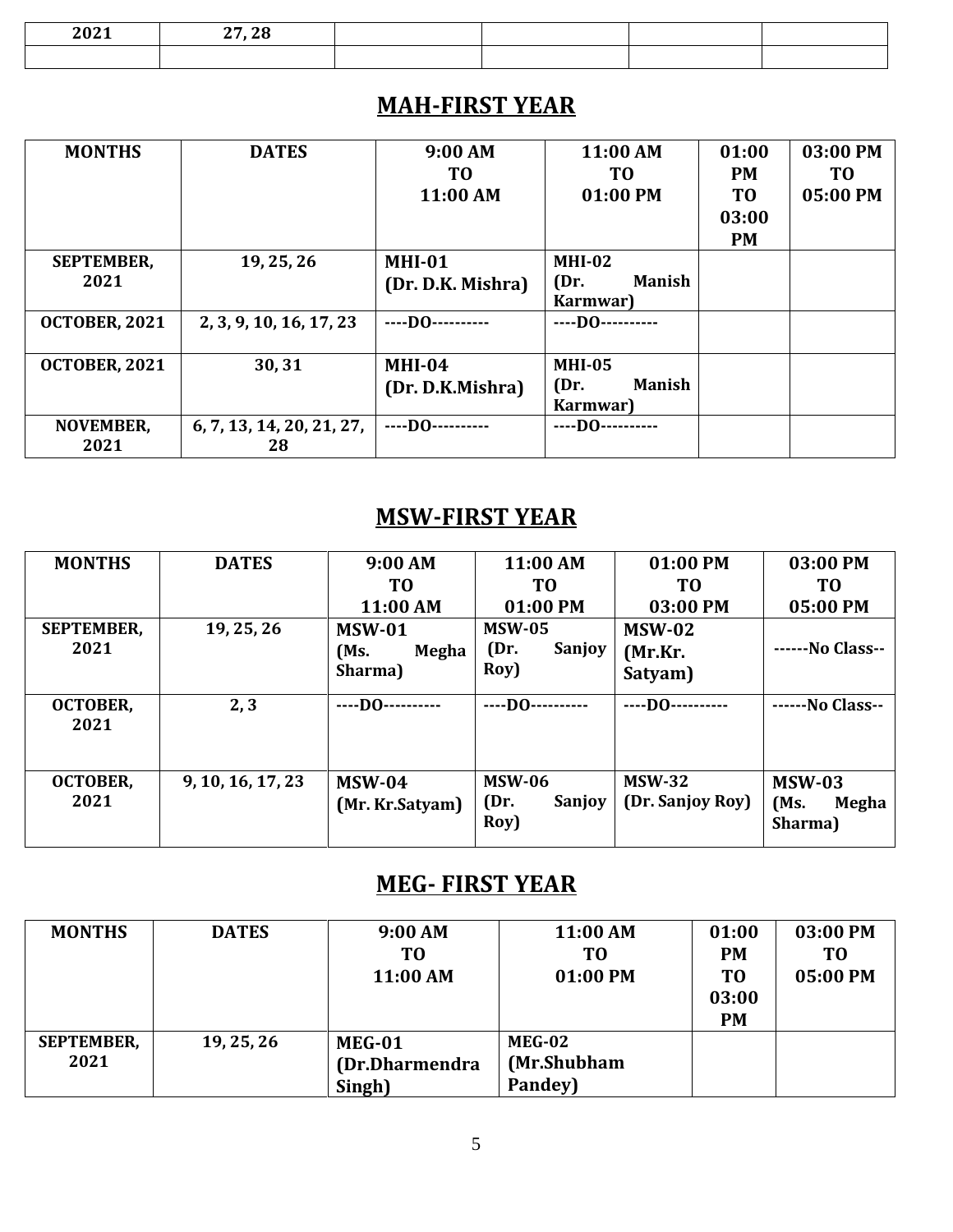| 2021 | 27, 28 | | | | |
|---|---|---|---|---|---|
| | | | | | |

## MAH-FIRST YEAR

| MONTHS | DATES | 9:00 AM TO 11:00 AM | 11:00 AM TO 01:00 PM | 01:00 PM TO 03:00 PM | 03:00 PM TO 05:00 PM |
|---|---|---|---|---|---|
| SEPTEMBER, 2021 | 19, 25, 26 | MHI-01 (Dr. D.K. Mishra) | MHI-02 (Dr. Manish Karmwar) | | |
| OCTOBER, 2021 | 2, 3, 9, 10, 16, 17, 23 | ----DO---------- | ----DO---------- | | |
| OCTOBER, 2021 | 30, 31 | MHI-04 (Dr. D.K.Mishra) | MHI-05 (Dr. Manish Karmwar) | | |
| NOVEMBER, 2021 | 6, 7, 13, 14, 20, 21, 27, 28 | ----DO---------- | ----DO---------- | | |

## MSW-FIRST YEAR

| MONTHS | DATES | 9:00 AM TO 11:00 AM | 11:00 AM TO 01:00 PM | 01:00 PM TO 03:00 PM | 03:00 PM TO 05:00 PM |
|---|---|---|---|---|---|
| SEPTEMBER, 2021 | 19, 25, 26 | MSW-01 (Ms. Megha Sharma) | MSW-05 (Dr. Sanjoy Roy) | MSW-02 (Mr.Kr. Satyam) | ------No Class-- |
| OCTOBER, 2021 | 2, 3 | ----DO---------- | ----DO---------- | ----DO---------- | ------No Class-- |
| OCTOBER, 2021 | 9, 10, 16, 17, 23 | MSW-04 (Mr. Kr.Satyam) | MSW-06 (Dr. Sanjoy Roy) | MSW-32 (Dr. Sanjoy Roy) | MSW-03 (Ms. Megha Sharma) |

## MEG- FIRST YEAR

| MONTHS | DATES | 9:00 AM TO 11:00 AM | 11:00 AM TO 01:00 PM | 01:00 PM TO 03:00 PM | 03:00 PM TO 05:00 PM |
|---|---|---|---|---|---|
| SEPTEMBER, 2021 | 19, 25, 26 | MEG-01 (Dr.Dharmendra Singh) | MEG-02 (Mr.Shubham Pandey) | | |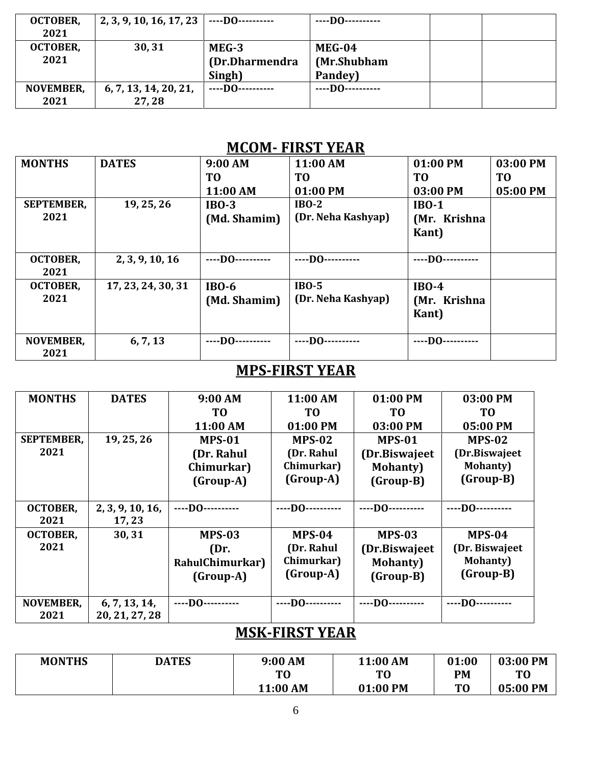| OCTOBER, 2021 | 2, 3, 9, 10, 16, 17, 23 | ----DO---------- | ----DO---------- | | |
|---|---|---|---|---|---|
| OCTOBER, 2021 | 30, 31 | MEG-3 (Dr.Dharmendra Singh) | MEG-04 (Mr.Shubham Pandey) | | |
| NOVEMBER, 2021 | 6, 7, 13, 14, 20, 21, 27, 28 | ----DO---------- | ----DO---------- | | |

## MCOM- FIRST YEAR

| MONTHS | DATES | 9:00 AM TO 11:00 AM | 11:00 AM TO 01:00 PM | 01:00 PM TO 03:00 PM | 03:00 PM TO 05:00 PM |
|---|---|---|---|---|---|
| SEPTEMBER, 2021 | 19, 25, 26 | IBO-3 (Md. Shamim) | IBO-2 (Dr. Neha Kashyap) | IBO-1 (Mr. Krishna Kant) | |
| OCTOBER, 2021 | 2, 3, 9, 10, 16 | ----DO---------- | ----DO---------- | ----DO---------- | |
| OCTOBER, 2021 | 17, 23, 24, 30, 31 | IBO-6 (Md. Shamim) | IBO-5 (Dr. Neha Kashyap) | IBO-4 (Mr. Krishna Kant) | |
| NOVEMBER, 2021 | 6, 7, 13 | ----DO---------- | ----DO---------- | ----DO---------- | |

## MPS-FIRST YEAR

| MONTHS | DATES | 9:00 AM TO 11:00 AM | 11:00 AM TO 01:00 PM | 01:00 PM TO 03:00 PM | 03:00 PM TO 05:00 PM |
|---|---|---|---|---|---|
| SEPTEMBER, 2021 | 19, 25, 26 | MPS-01 (Dr. Rahul Chimurkar) (Group-A) | MPS-02 (Dr. Rahul Chimurkar) (Group-A) | MPS-01 (Dr.Biswajeet Mohanty) (Group-B) | MPS-02 (Dr.Biswajeet Mohanty) (Group-B) |
| OCTOBER, 2021 | 2, 3, 9, 10, 16, 17, 23 | ----DO---------- | ----DO---------- | ----DO---------- | ----DO---------- |
| OCTOBER, 2021 | 30, 31 | MPS-03 (Dr. RahulChimurkar) (Group-A) | MPS-04 (Dr. Rahul Chimurkar) (Group-A) | MPS-03 (Dr.Biswajeet Mohanty) (Group-B) | MPS-04 (Dr. Biswajeet Mohanty) (Group-B) |
| NOVEMBER, 2021 | 6, 7, 13, 14, 20, 21, 27, 28 | ----DO---------- | ----DO---------- | ----DO---------- | ----DO---------- |

## MSK-FIRST YEAR

| MONTHS | DATES | 9:00 AM TO 11:00 AM | 11:00 AM TO 01:00 PM | 01:00 PM TO | 03:00 PM TO 05:00 PM |
|---|---|---|---|---|---|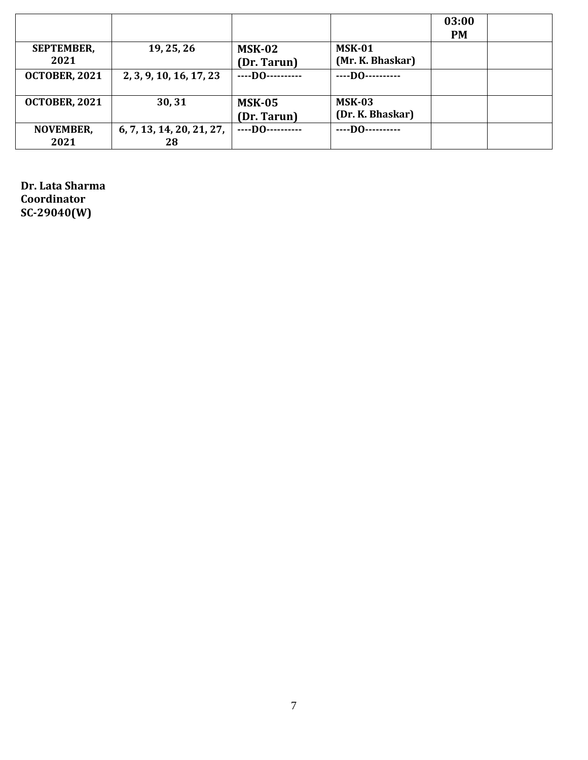| | | | | 03:00 PM | |
|---|---|---|---|---|---|
| **SEPTEMBER, 2021** | **19, 25, 26** | **MSK-02 (Dr. Tarun)** | **MSK-01 (Mr. K. Bhaskar)** | | |
| **OCTOBER, 2021** | **2, 3, 9, 10, 16, 17, 23** | **----DO----------** | **----DO----------** | | |
| **OCTOBER, 2021** | **30, 31** | **MSK-05 (Dr. Tarun)** | **MSK-03 (Dr. K. Bhaskar)** | | |
| **NOVEMBER, 2021** | **6, 7, 13, 14, 20, 21, 27, 28** | **----DO----------** | **----DO----------** | | |

**Dr. Lata Sharma**
**Coordinator**
**SC-29040(W)**